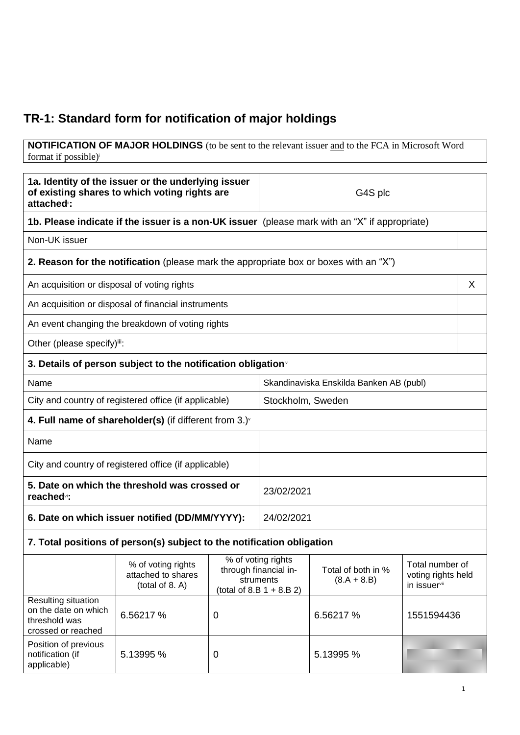# TR-1: Standard form for notification of major holdings

| **NOTIFICATION OF MAJOR HOLDINGS** (to be sent to the relevant issuer and to the FCA in Microsoft Word format if possible)[i] |
|---|

| **1a. Identity of the issuer or the underlying issuer of existing shares to which voting rights are attached**[ii]**:** | G4S plc |
|---|---|
| **1b. Please indicate if the issuer is a non-UK issuer** (please mark with an "X" if appropriate) | |
| Non-UK issuer | |
| **2. Reason for the notification** (please mark the appropriate box or boxes with an "X") | |
| An acquisition or disposal of voting rights | X |
| An acquisition or disposal of financial instruments | |
| An event changing the breakdown of voting rights | |
| Other (please specify)[iii]: | |
| **3. Details of person subject to the notification obligation**[iv] | |
| Name | Skandinaviska Enskilda Banken AB (publ) |
| City and country of registered office (if applicable) | Stockholm, Sweden |
| **4. Full name of shareholder(s)** (if different from 3.)[v] | |
| Name | |
| City and country of registered office (if applicable) | |
| **5. Date on which the threshold was crossed or reached**[vi]**:** | 23/02/2021 |
| **6. Date on which issuer notified (DD/MM/YYYY):** | 24/02/2021 |

**7. Total positions of person(s) subject to the notification obligation**

| | % of voting rights attached to shares (total of 8. A) | % of voting rights through financial instruments (total of 8.B 1 + 8.B 2) | Total of both in % (8.A + 8.B) | Total number of voting rights held in issuer[vii] |
|---|---|---|---|---|
| Resulting situation on the date on which threshold was crossed or reached | 6.56217 % | 0 | 6.56217 % | 1551594436 |
| Position of previous notification (if applicable) | 5.13995 % | 0 | 5.13995 % | |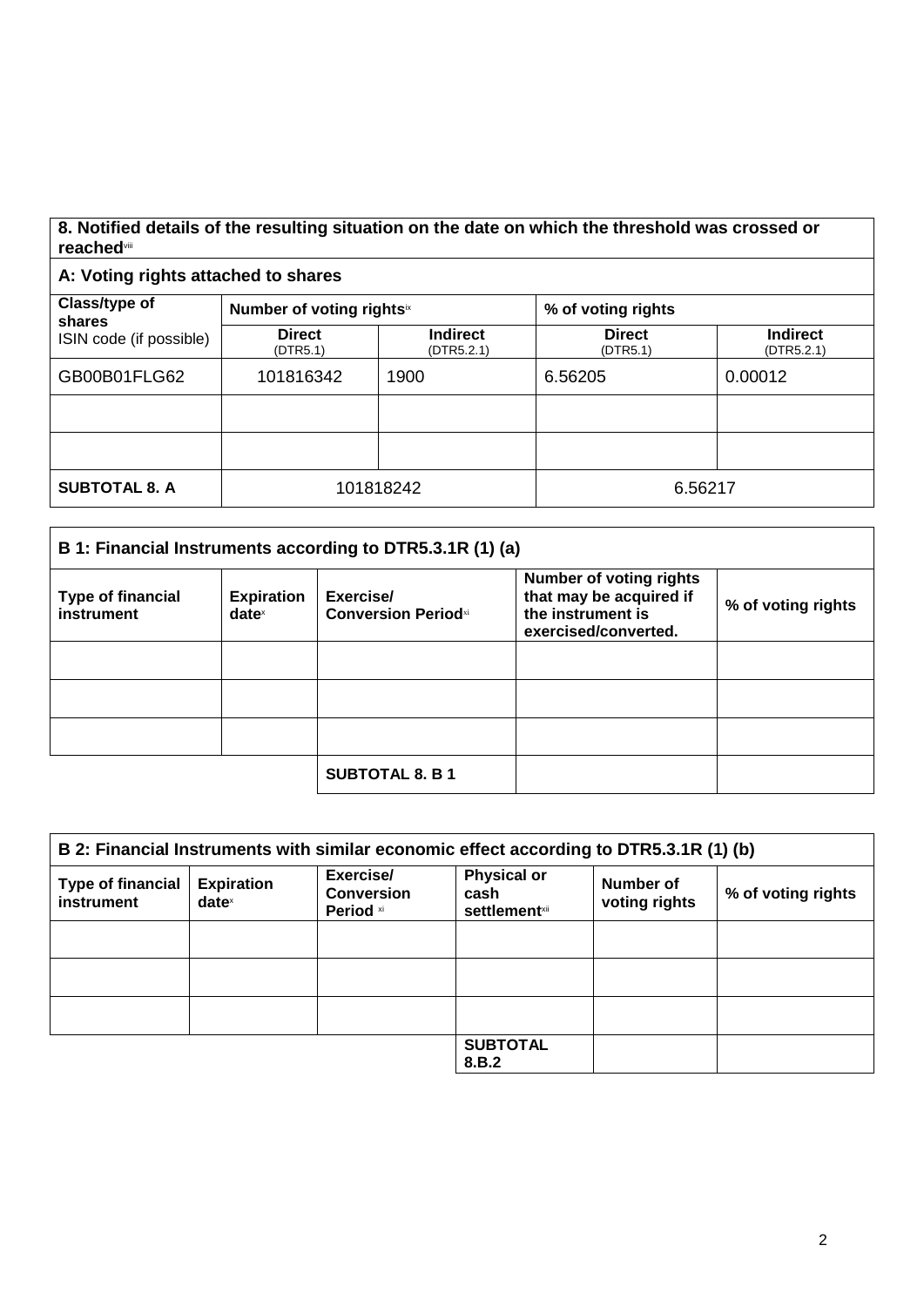## 8. Notified details of the resulting situation on the date on which the threshold was crossed or reached[viii]

| A: Voting rights attached to shares | | | | |
|---|---|---|---|---|
| Class/type of shares ISIN code (if possible) | Number of voting rights[ix] | | % of voting rights | |
| | Direct (DTR5.1) | Indirect (DTR5.2.1) | Direct (DTR5.1) | Indirect (DTR5.2.1) |
| GB00B01FLG62 | 101816342 | 1900 | 6.56205 | 0.00012 |
| | | | | |
| | | | | |
| **SUBTOTAL 8. A** | 101818242 | | 6.56217 | |

| B 1: Financial Instruments according to DTR5.3.1R (1) (a) | | | | |
|---|---|---|---|---|
| **Type of financial instrument** | **Expiration date**[x] | **Exercise/ Conversion Period**[xi] | **Number of voting rights that may be acquired if the instrument is exercised/converted.** | **% of voting rights** |
| | | | | |
| | | | | |
| | | | | |
| | | **SUBTOTAL 8. B 1** | | |

| B 2: Financial Instruments with similar economic effect according to DTR5.3.1R (1) (b) | | | | | |
|---|---|---|---|---|---|
| **Type of financial instrument** | **Expiration date**[x] | **Exercise/ Conversion Period** [xi] | **Physical or cash settlement**[xii] | **Number of voting rights** | **% of voting rights** |
| | | | | | |
| | | | | | |
| | | | | | |
| | | | **SUBTOTAL 8.B.2** | | |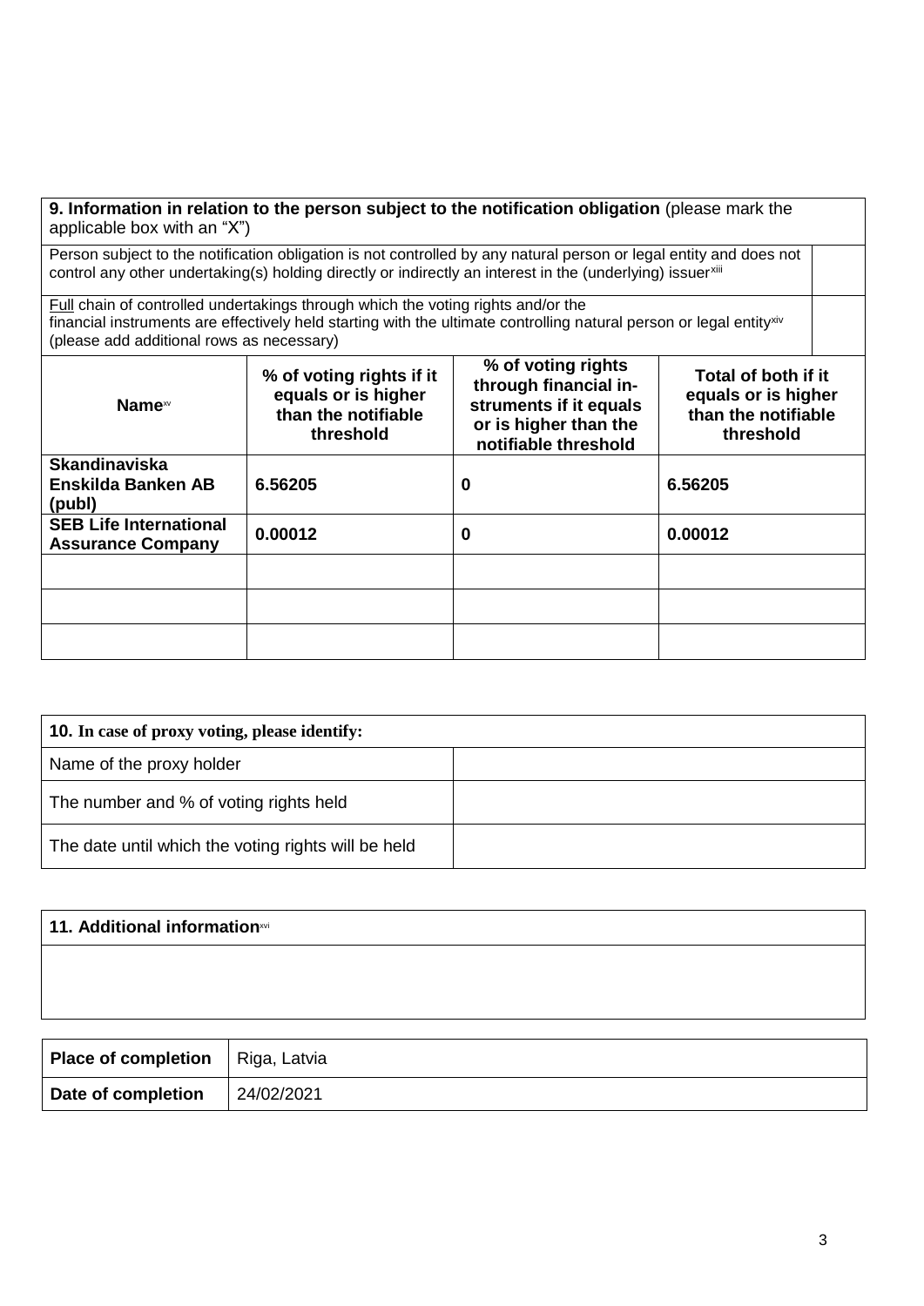| **9. Information in relation to the person subject to the notification obligation** (please mark the applicable box with an "X") | | | | |
|---|---|---|---|---|
| Person subject to the notification obligation is not controlled by any natural person or legal entity and does not control any other undertaking(s) holding directly or indirectly an interest in the (underlying) issuer[xiii] | | | | |
| Full chain of controlled undertakings through which the voting rights and/or the financial instruments are effectively held starting with the ultimate controlling natural person or legal entity[xiv] (please add additional rows as necessary) | | | | |

| **Name**[xv] | **% of voting rights if it equals or is higher than the notifiable threshold** | **% of voting rights through financial instruments if it equals or is higher than the notifiable threshold** | **Total of both if it equals or is higher than the notifiable threshold** |
|---|---|---|---|
| **Skandinaviska Enskilda Banken AB (publ)** | **6.56205** | **0** | **6.56205** |
| **SEB Life International Assurance Company** | **0.00012** | **0** | **0.00012** |
| | | | |
| | | | |
| | | | |

| **10. In case of proxy voting, please identify:** | |
|---|---|
| Name of the proxy holder | |
| The number and % of voting rights held | |
| The date until which the voting rights will be held | |

| **11. Additional information**[xvi] |
|---|
| |

| | |
|---|---|
| **Place of completion** | Riga, Latvia |
| **Date of completion** | 24/02/2021 |